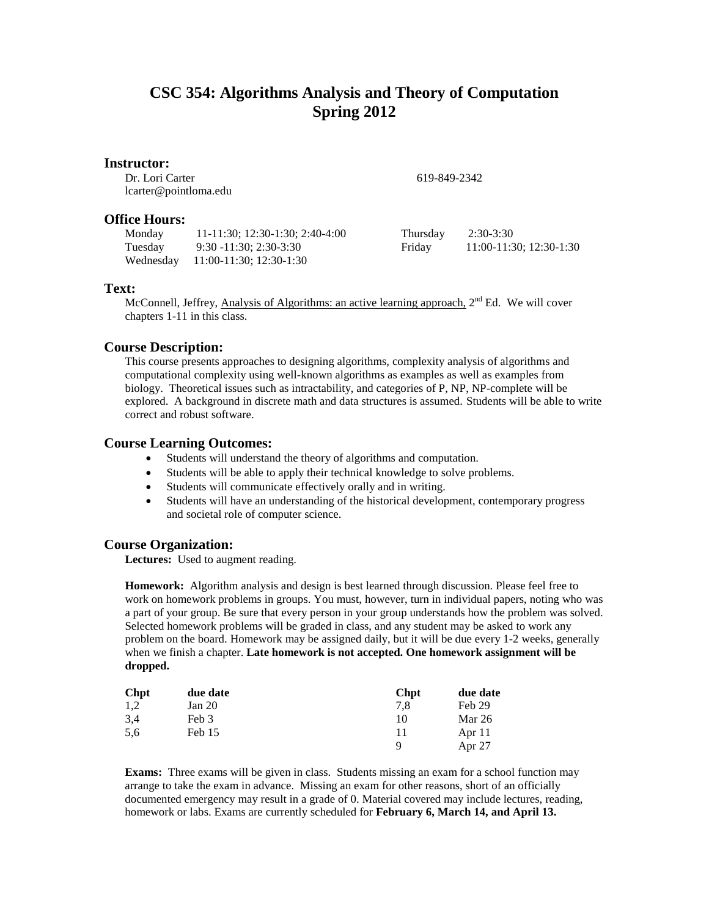# CSC 354: Algorithms Analysis and Theory of Computation
# Spring 2012

## Instructor:

Dr. Lori Carter
lcarter@pointloma.edu

619-849-2342

## Office Hours:

| | | | |
|---|---|---|---|
| Monday | 11-11:30; 12:30-1:30; 2:40-4:00 | Thursday | 2:30-3:30 |
| Tuesday | 9:30 -11:30; 2:30-3:30 | Friday | 11:00-11:30; 12:30-1:30 |
| Wednesday | 11:00-11:30; 12:30-1:30 | | |

## Text:

McConnell, Jeffrey, Analysis of Algorithms: an active learning approach, 2nd Ed. We will cover chapters 1-11 in this class.

## Course Description:

This course presents approaches to designing algorithms, complexity analysis of algorithms and computational complexity using well-known algorithms as examples as well as examples from biology. Theoretical issues such as intractability, and categories of P, NP, NP-complete will be explored. A background in discrete math and data structures is assumed. Students will be able to write correct and robust software.

## Course Learning Outcomes:

- Students will understand the theory of algorithms and computation.
- Students will be able to apply their technical knowledge to solve problems.
- Students will communicate effectively orally and in writing.
- Students will have an understanding of the historical development, contemporary progress and societal role of computer science.

## Course Organization:

**Lectures:** Used to augment reading.

**Homework:** Algorithm analysis and design is best learned through discussion. Please feel free to work on homework problems in groups. You must, however, turn in individual papers, noting who was a part of your group. Be sure that every person in your group understands how the problem was solved. Selected homework problems will be graded in class, and any student may be asked to work any problem on the board. Homework may be assigned daily, but it will be due every 1-2 weeks, generally when we finish a chapter. **Late homework is not accepted. One homework assignment will be dropped.**

| Chpt | due date | Chpt | due date |
|---|---|---|---|
| 1,2 | Jan 20 | 7,8 | Feb 29 |
| 3,4 | Feb 3 | 10 | Mar 26 |
| 5,6 | Feb 15 | 11 | Apr 11 |
| | | 9 | Apr 27 |

**Exams:** Three exams will be given in class. Students missing an exam for a school function may arrange to take the exam in advance. Missing an exam for other reasons, short of an officially documented emergency may result in a grade of 0. Material covered may include lectures, reading, homework or labs. Exams are currently scheduled for **February 6, March 14, and April 13.**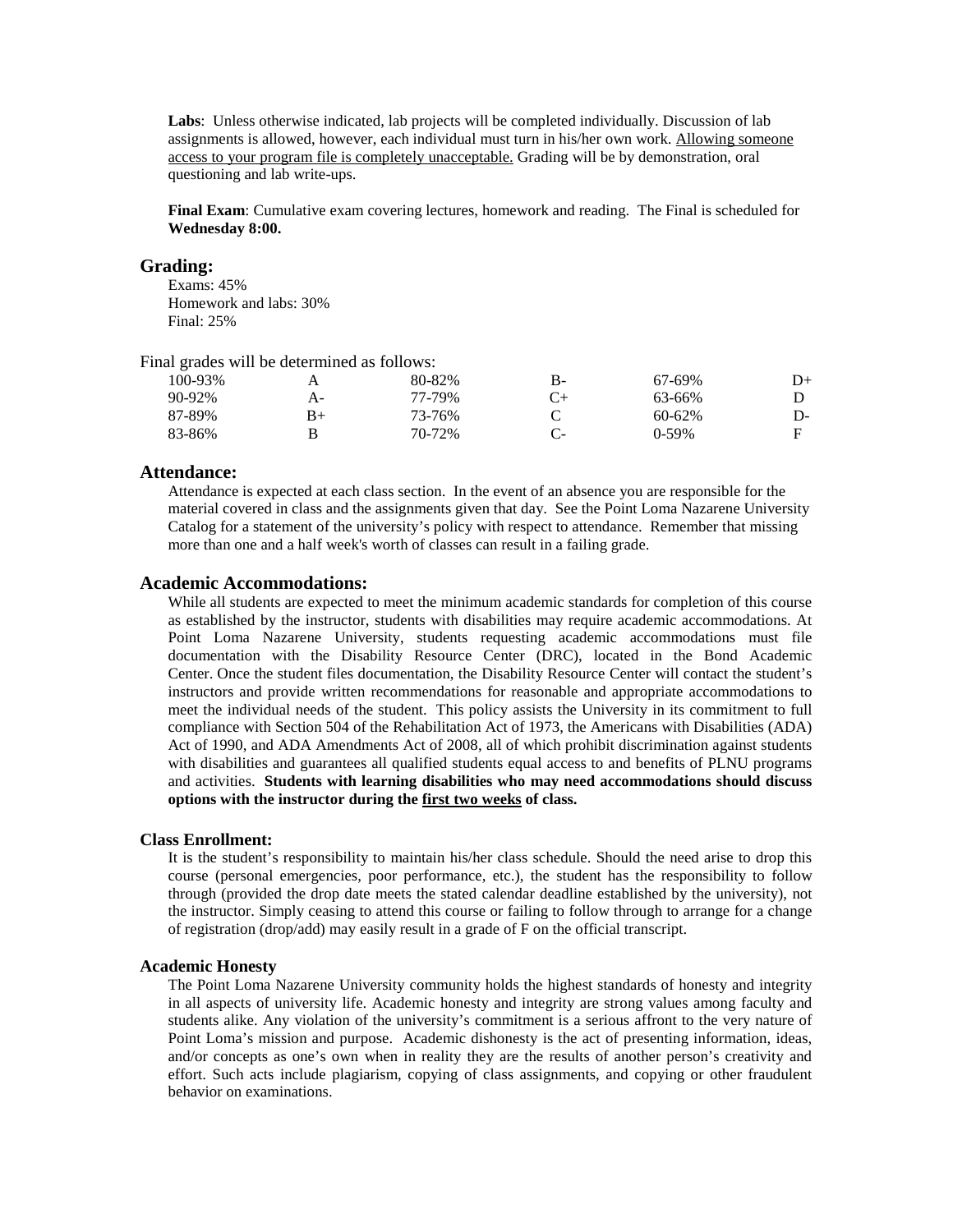**Labs**: Unless otherwise indicated, lab projects will be completed individually. Discussion of lab assignments is allowed, however, each individual must turn in his/her own work. Allowing someone access to your program file is completely unacceptable. Grading will be by demonstration, oral questioning and lab write-ups.

**Final Exam**: Cumulative exam covering lectures, homework and reading. The Final is scheduled for **Wednesday 8:00.**

## Grading:

Exams: 45%
Homework and labs: 30%
Final: 25%

Final grades will be determined as follows:

| | | | | | |
|---|---|---|---|---|---|
| 100-93% | A | 80-82% | B- | 67-69% | D+ |
| 90-92% | A- | 77-79% | C+ | 63-66% | D |
| 87-89% | B+ | 73-76% | C | 60-62% | D- |
| 83-86% | B | 70-72% | C- | 0-59% | F |

## Attendance:

Attendance is expected at each class section. In the event of an absence you are responsible for the material covered in class and the assignments given that day. See the Point Loma Nazarene University Catalog for a statement of the university's policy with respect to attendance. Remember that missing more than one and a half week's worth of classes can result in a failing grade.

## Academic Accommodations:

While all students are expected to meet the minimum academic standards for completion of this course as established by the instructor, students with disabilities may require academic accommodations. At Point Loma Nazarene University, students requesting academic accommodations must file documentation with the Disability Resource Center (DRC), located in the Bond Academic Center. Once the student files documentation, the Disability Resource Center will contact the student's instructors and provide written recommendations for reasonable and appropriate accommodations to meet the individual needs of the student. This policy assists the University in its commitment to full compliance with Section 504 of the Rehabilitation Act of 1973, the Americans with Disabilities (ADA) Act of 1990, and ADA Amendments Act of 2008, all of which prohibit discrimination against students with disabilities and guarantees all qualified students equal access to and benefits of PLNU programs and activities. **Students with learning disabilities who may need accommodations should discuss options with the instructor during the first two weeks of class.**

### Class Enrollment:

It is the student's responsibility to maintain his/her class schedule. Should the need arise to drop this course (personal emergencies, poor performance, etc.), the student has the responsibility to follow through (provided the drop date meets the stated calendar deadline established by the university), not the instructor. Simply ceasing to attend this course or failing to follow through to arrange for a change of registration (drop/add) may easily result in a grade of F on the official transcript.

### Academic Honesty

The Point Loma Nazarene University community holds the highest standards of honesty and integrity in all aspects of university life. Academic honesty and integrity are strong values among faculty and students alike. Any violation of the university's commitment is a serious affront to the very nature of Point Loma's mission and purpose. Academic dishonesty is the act of presenting information, ideas, and/or concepts as one's own when in reality they are the results of another person's creativity and effort. Such acts include plagiarism, copying of class assignments, and copying or other fraudulent behavior on examinations.